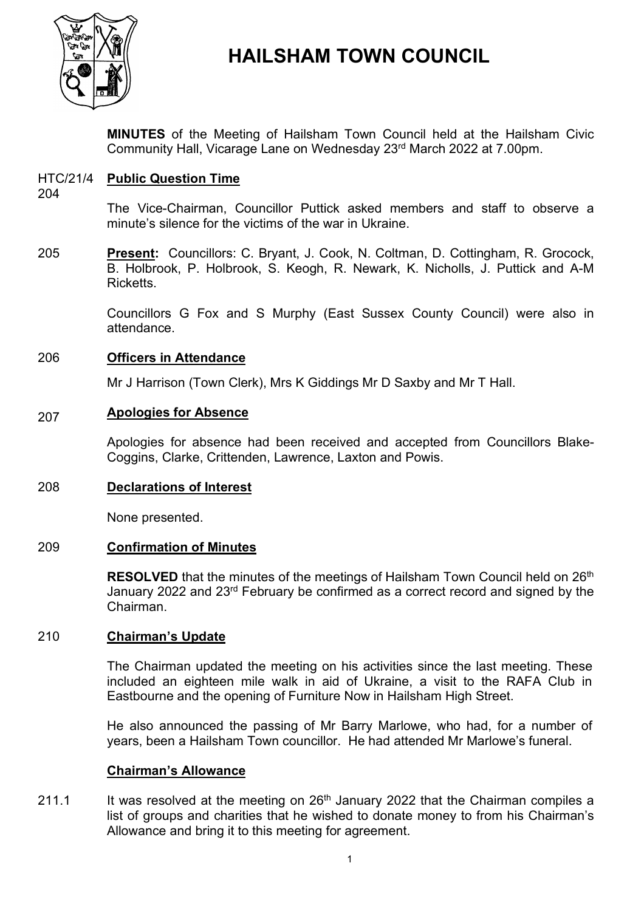# HAILSHAM TOWN COUNCIL

**MINUTES** of the Meeting of Hailsham Town Council held at the Hailsham Civic Community Hall, Vicarage Lane on Wednesday 23rd March 2022 at 7.00pm.

## HTC/21/4 204 Public Question Time

The Vice-Chairman, Councillor Puttick asked members and staff to observe a minute's silence for the victims of the war in Ukraine.

205 **Present:** Councillors: C. Bryant, J. Cook, N. Coltman, D. Cottingham, R. Grocock, B. Holbrook, P. Holbrook, S. Keogh, R. Newark, K. Nicholls, J. Puttick and A-M Ricketts.

Councillors G Fox and S Murphy (East Sussex County Council) were also in attendance.

## 206 Officers in Attendance

Mr J Harrison (Town Clerk), Mrs K Giddings Mr D Saxby and Mr T Hall.

## 207 Apologies for Absence

Apologies for absence had been received and accepted from Councillors Blake-Coggins, Clarke, Crittenden, Lawrence, Laxton and Powis.

## 208 Declarations of Interest

None presented.

## 209 Confirmation of Minutes

**RESOLVED** that the minutes of the meetings of Hailsham Town Council held on 26th January 2022 and 23rd February be confirmed as a correct record and signed by the Chairman.

## 210 Chairman's Update

The Chairman updated the meeting on his activities since the last meeting. These included an eighteen mile walk in aid of Ukraine, a visit to the RAFA Club in Eastbourne and the opening of Furniture Now in Hailsham High Street.

He also announced the passing of Mr Barry Marlowe, who had, for a number of years, been a Hailsham Town councillor. He had attended Mr Marlowe's funeral.

## Chairman's Allowance

211.1 It was resolved at the meeting on 26th January 2022 that the Chairman compiles a list of groups and charities that he wished to donate money to from his Chairman's Allowance and bring it to this meeting for agreement.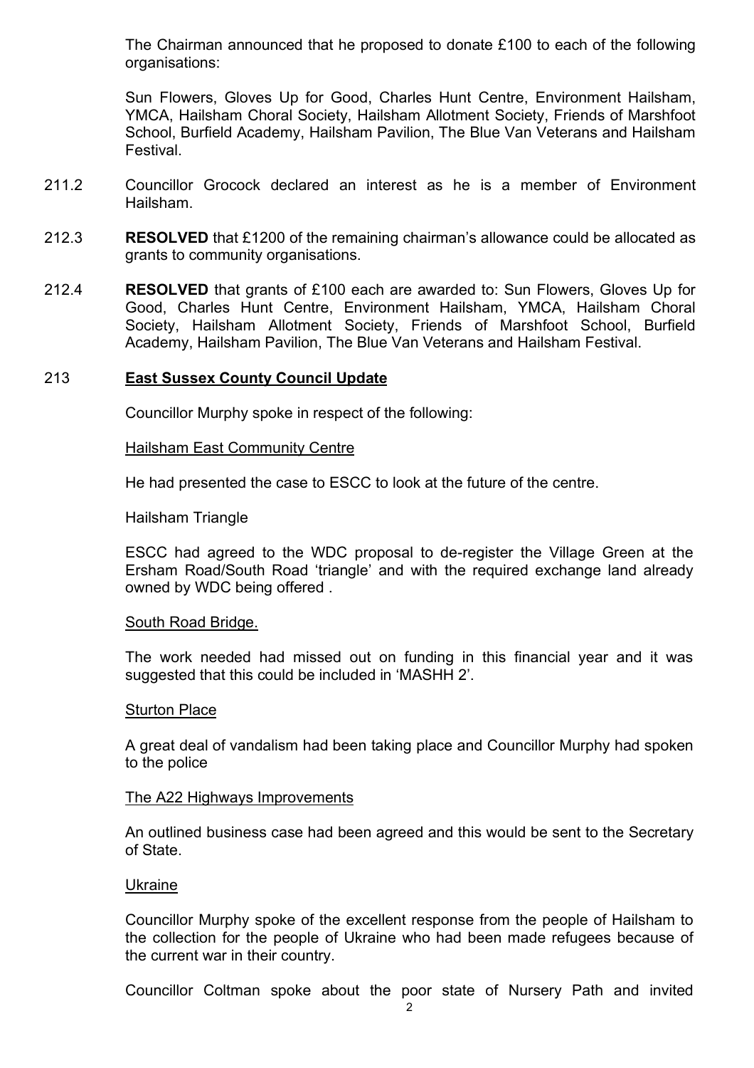The Chairman announced that he proposed to donate £100 to each of the following organisations:

Sun Flowers, Gloves Up for Good, Charles Hunt Centre, Environment Hailsham, YMCA, Hailsham Choral Society, Hailsham Allotment Society, Friends of Marshfoot School, Burfield Academy, Hailsham Pavilion, The Blue Van Veterans and Hailsham Festival.

211.2 Councillor Grocock declared an interest as he is a member of Environment Hailsham.

212.3 **RESOLVED** that £1200 of the remaining chairman's allowance could be allocated as grants to community organisations.

212.4 **RESOLVED** that grants of £100 each are awarded to: Sun Flowers, Gloves Up for Good, Charles Hunt Centre, Environment Hailsham, YMCA, Hailsham Choral Society, Hailsham Allotment Society, Friends of Marshfoot School, Burfield Academy, Hailsham Pavilion, The Blue Van Veterans and Hailsham Festival.

## 213 East Sussex County Council Update

Councillor Murphy spoke in respect of the following:

Hailsham East Community Centre

He had presented the case to ESCC to look at the future of the centre.

Hailsham Triangle

ESCC had agreed to the WDC proposal to de-register the Village Green at the Ersham Road/South Road 'triangle' and with the required exchange land already owned by WDC being offered .

South Road Bridge.

The work needed had missed out on funding in this financial year and it was suggested that this could be included in 'MASHH 2'.

Sturton Place

A great deal of vandalism had been taking place and Councillor Murphy had spoken to the police

The A22 Highways Improvements

An outlined business case had been agreed and this would be sent to the Secretary of State.

Ukraine

Councillor Murphy spoke of the excellent response from the people of Hailsham to the collection for the people of Ukraine who had been made refugees because of the current war in their country.

Councillor Coltman spoke about the poor state of Nursery Path and invited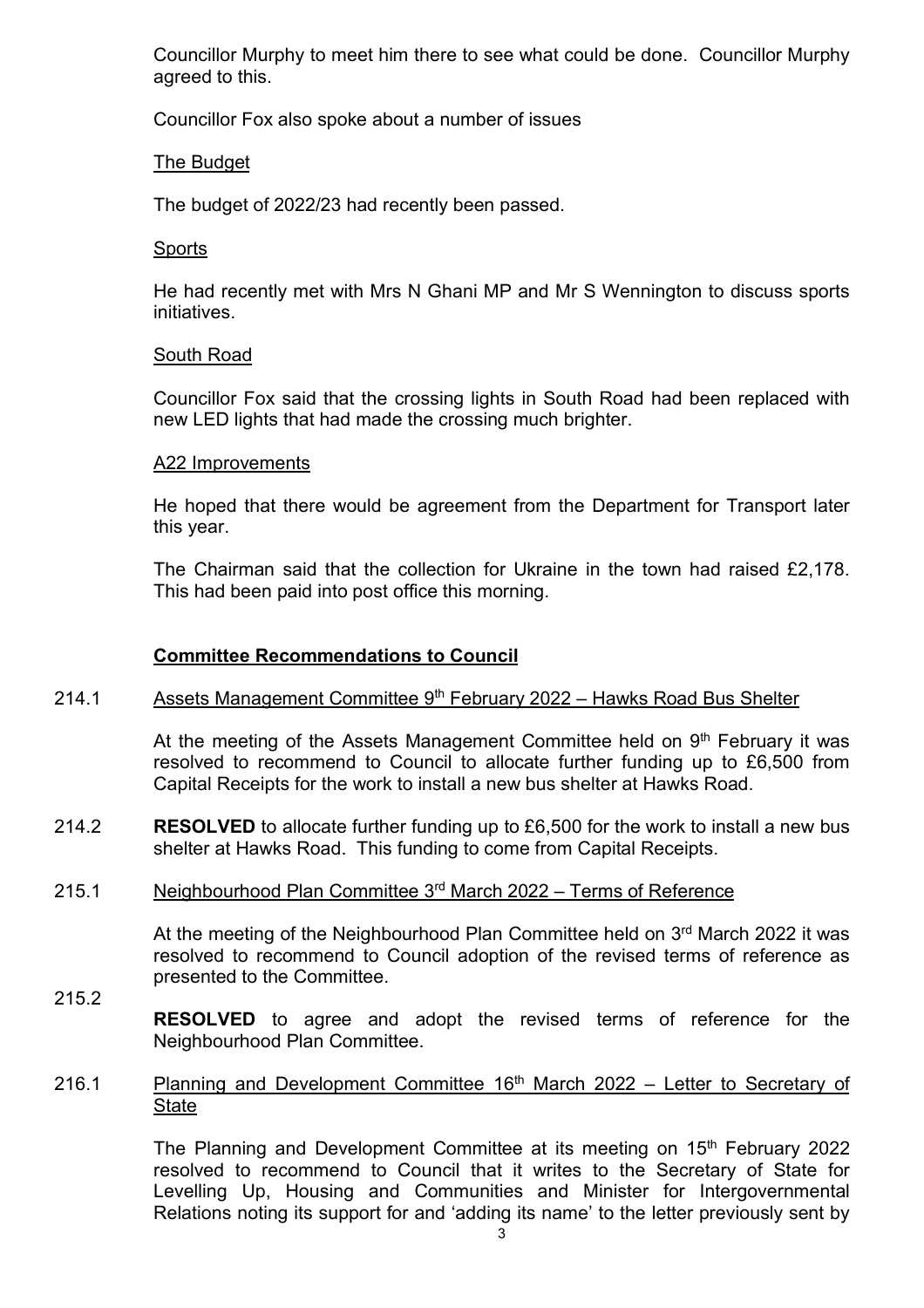Councillor Murphy to meet him there to see what could be done. Councillor Murphy agreed to this.

Councillor Fox also spoke about a number of issues

The Budget

The budget of 2022/23 had recently been passed.

Sports

He had recently met with Mrs N Ghani MP and Mr S Wennington to discuss sports initiatives.

South Road

Councillor Fox said that the crossing lights in South Road had been replaced with new LED lights that had made the crossing much brighter.

A22 Improvements

He hoped that there would be agreement from the Department for Transport later this year.

The Chairman said that the collection for Ukraine in the town had raised £2,178. This had been paid into post office this morning.

## Committee Recommendations to Council

214.1 Assets Management Committee 9th February 2022 – Hawks Road Bus Shelter

At the meeting of the Assets Management Committee held on 9th February it was resolved to recommend to Council to allocate further funding up to £6,500 from Capital Receipts for the work to install a new bus shelter at Hawks Road.

214.2 **RESOLVED** to allocate further funding up to £6,500 for the work to install a new bus shelter at Hawks Road. This funding to come from Capital Receipts.

215.1 Neighbourhood Plan Committee 3rd March 2022 – Terms of Reference

At the meeting of the Neighbourhood Plan Committee held on 3rd March 2022 it was resolved to recommend to Council adoption of the revised terms of reference as presented to the Committee.

215.2 **RESOLVED** to agree and adopt the revised terms of reference for the Neighbourhood Plan Committee.

216.1 Planning and Development Committee 16th March 2022 – Letter to Secretary of State

The Planning and Development Committee at its meeting on 15th February 2022 resolved to recommend to Council that it writes to the Secretary of State for Levelling Up, Housing and Communities and Minister for Intergovernmental Relations noting its support for and 'adding its name' to the letter previously sent by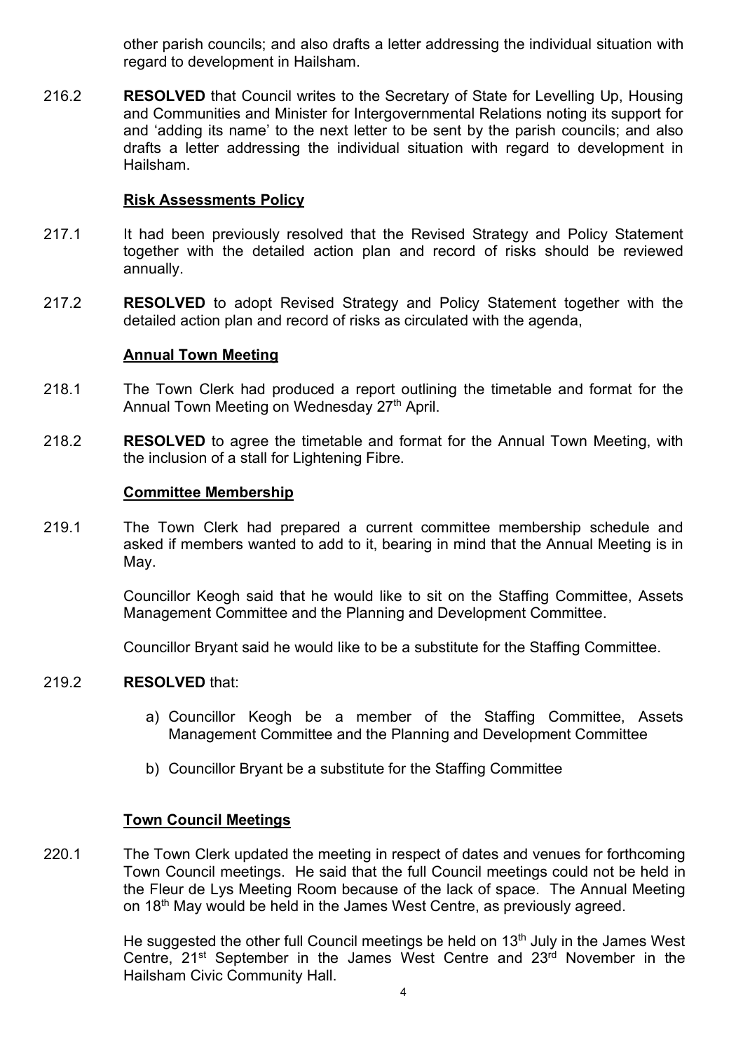other parish councils; and also drafts a letter addressing the individual situation with regard to development in Hailsham.

216.2 **RESOLVED** that Council writes to the Secretary of State for Levelling Up, Housing and Communities and Minister for Intergovernmental Relations noting its support for and 'adding its name' to the next letter to be sent by the parish councils; and also drafts a letter addressing the individual situation with regard to development in Hailsham.

**Risk Assessments Policy**

217.1 It had been previously resolved that the Revised Strategy and Policy Statement together with the detailed action plan and record of risks should be reviewed annually.

217.2 **RESOLVED** to adopt Revised Strategy and Policy Statement together with the detailed action plan and record of risks as circulated with the agenda,

**Annual Town Meeting**

218.1 The Town Clerk had produced a report outlining the timetable and format for the Annual Town Meeting on Wednesday 27th April.

218.2 **RESOLVED** to agree the timetable and format for the Annual Town Meeting, with the inclusion of a stall for Lightening Fibre.

**Committee Membership**

219.1 The Town Clerk had prepared a current committee membership schedule and asked if members wanted to add to it, bearing in mind that the Annual Meeting is in May.

Councillor Keogh said that he would like to sit on the Staffing Committee, Assets Management Committee and the Planning and Development Committee.

Councillor Bryant said he would like to be a substitute for the Staffing Committee.

219.2 **RESOLVED** that:

a) Councillor Keogh be a member of the Staffing Committee, Assets Management Committee and the Planning and Development Committee

b) Councillor Bryant be a substitute for the Staffing Committee

**Town Council Meetings**

220.1 The Town Clerk updated the meeting in respect of dates and venues for forthcoming Town Council meetings. He said that the full Council meetings could not be held in the Fleur de Lys Meeting Room because of the lack of space. The Annual Meeting on 18th May would be held in the James West Centre, as previously agreed.

He suggested the other full Council meetings be held on 13th July in the James West Centre, 21st September in the James West Centre and 23rd November in the Hailsham Civic Community Hall.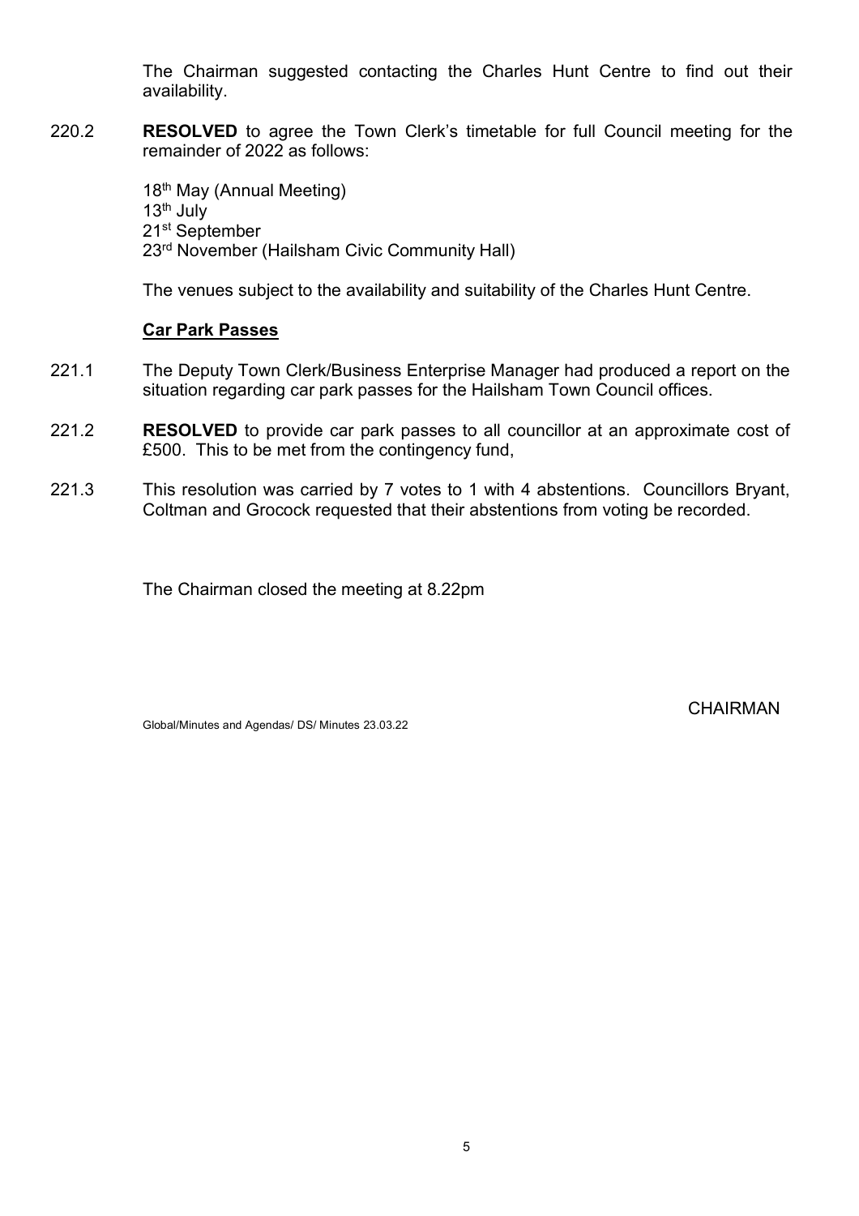The Chairman suggested contacting the Charles Hunt Centre to find out their availability.

220.2 **RESOLVED** to agree the Town Clerk's timetable for full Council meeting for the remainder of 2022 as follows:

18th May (Annual Meeting)
13th July
21st September
23rd November (Hailsham Civic Community Hall)

The venues subject to the availability and suitability of the Charles Hunt Centre.

**Car Park Passes**

221.1 The Deputy Town Clerk/Business Enterprise Manager had produced a report on the situation regarding car park passes for the Hailsham Town Council offices.

221.2 **RESOLVED** to provide car park passes to all councillor at an approximate cost of £500. This to be met from the contingency fund,

221.3 This resolution was carried by 7 votes to 1 with 4 abstentions. Councillors Bryant, Coltman and Grocock requested that their abstentions from voting be recorded.

The Chairman closed the meeting at 8.22pm

CHAIRMAN

Global/Minutes and Agendas/ DS/ Minutes 23.03.22